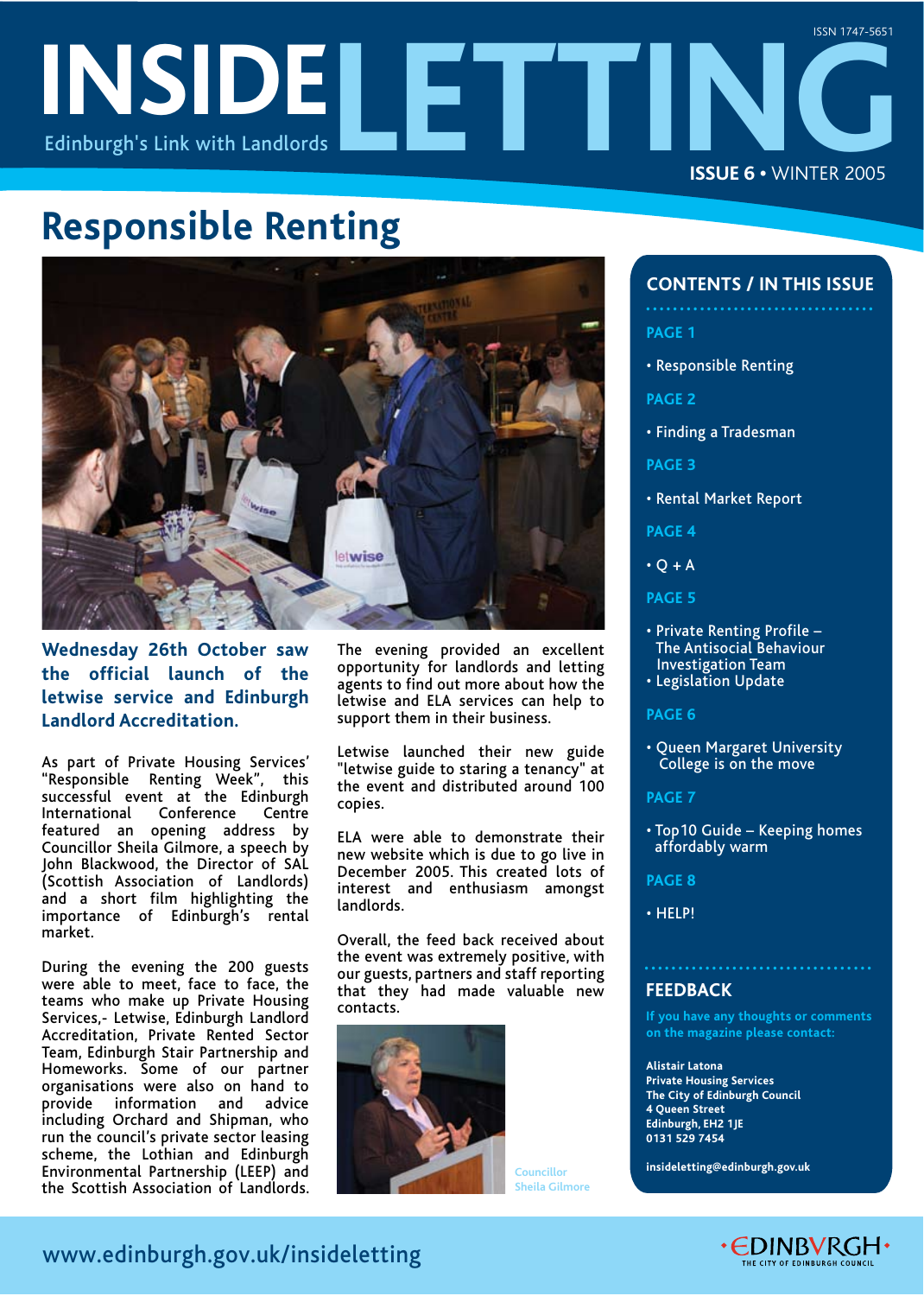ISSN 1747-5651

# INSIDE LETTING

Edinburgh's Link with Landlords

**ISSUE 6** • WINTER 2005

## Responsible Renting

**Wednesday 26th October saw the official launch of the letwise service and Edinburgh Landlord Accreditation.**

As part of Private Housing Services' "Responsible Renting Week", this successful event at the Edinburgh International Conference Centre featured an opening address by Councillor Sheila Gilmore, a speech by John Blackwood, the Director of SAL (Scottish Association of Landlords) and a short film highlighting the importance of Edinburgh's rental market.

During the evening the 200 guests were able to meet, face to face, the teams who make up Private Housing Services,- Letwise, Edinburgh Landlord Accreditation, Private Rented Sector Team, Edinburgh Stair Partnership and Homeworks. Some of our partner organisations were also on hand to provide information and advice including Orchard and Shipman, who run the council's private sector leasing scheme, the Lothian and Edinburgh Environmental Partnership (LEEP) and the Scottish Association of Landlords.

The evening provided an excellent opportunity for landlords and letting agents to find out more about how the letwise and ELA services can help to support them in their business.

Letwise launched their new guide "letwise guide to staring a tenancy" at the event and distributed around 100 copies.

ELA were able to demonstrate their new website which is due to go live in December 2005. This created lots of interest and enthusiasm amongst landlords.

Overall, the feed back received about the event was extremely positive, with our guests, partners and staff reporting that they had made valuable new contacts.

Councillor Sheila Gilmore

### CONTENTS / IN THIS ISSUE

**PAGE 1**

- Responsible Renting

**PAGE 2**

- Finding a Tradesman

**PAGE 3**

- Rental Market Report

**PAGE 4**

- Q + A

**PAGE 5**

- Private Renting Profile – The Antisocial Behaviour Investigation Team
- Legislation Update

**PAGE 6**

- Queen Margaret University College is on the move

**PAGE 7**

- Top10 Guide – Keeping homes affordably warm

**PAGE 8**

- HELP!

### FEEDBACK

If you have any thoughts or comments on the magazine please contact:

**Alistair Latona**
**Private Housing Services**
**The City of Edinburgh Council**
**4 Queen Street**
**Edinburgh, EH2 1JE**
**0131 529 7454**

**insideletting@edinburgh.gov.uk**

www.edinburgh.gov.uk/insideletting

EDINBVRGH · THE CITY OF EDINBURGH COUNCIL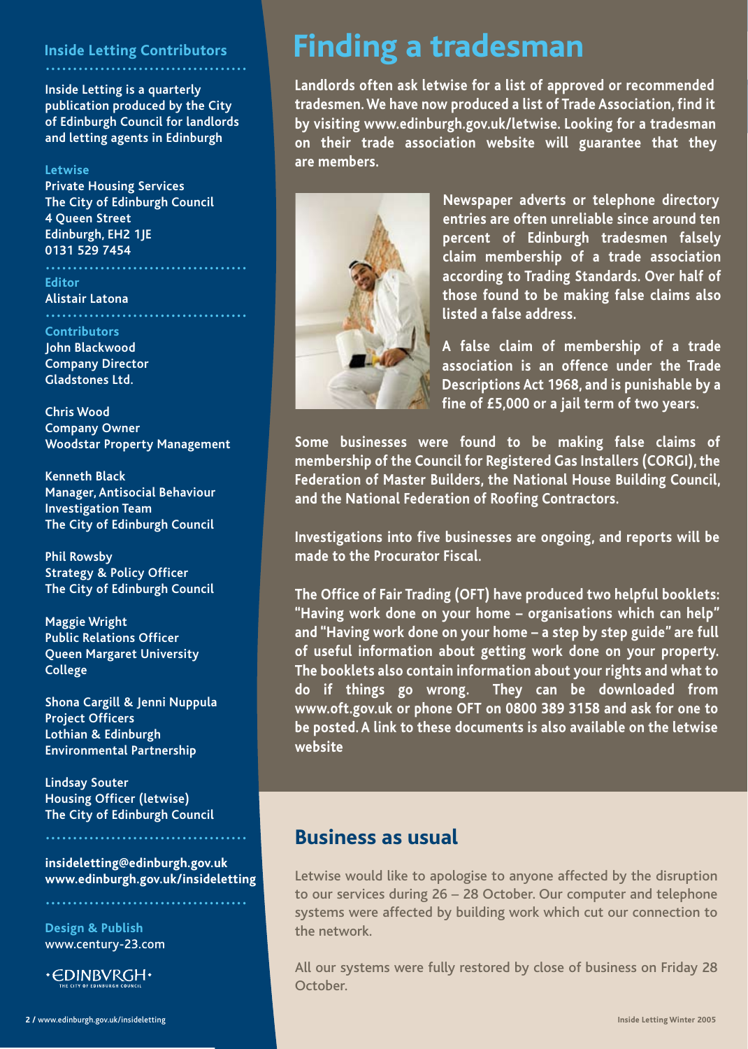## Inside Letting Contributors

Inside Letting is a quarterly publication produced by the City of Edinburgh Council for landlords and letting agents in Edinburgh

**Letwise**
Private Housing Services
The City of Edinburgh Council
4 Queen Street
Edinburgh, EH2 1JE
0131 529 7454

**Editor**
Alistair Latona

**Contributors**
John Blackwood
Company Director
Gladstones Ltd.

Chris Wood
Company Owner
Woodstar Property Management

Kenneth Black
Manager, Antisocial Behaviour Investigation Team
The City of Edinburgh Council

Phil Rowsby
Strategy & Policy Officer
The City of Edinburgh Council

Maggie Wright
Public Relations Officer
Queen Margaret University College

Shona Cargill & Jenni Nuppula
Project Officers
Lothian & Edinburgh Environmental Partnership

Lindsay Souter
Housing Officer (letwise)
The City of Edinburgh Council

insideletting@edinburgh.gov.uk
www.edinburgh.gov.uk/insideletting

**Design & Publish**
www.century-23.com

# Finding a tradesman

Landlords often ask letwise for a list of approved or recommended tradesmen. We have now produced a list of Trade Association, find it by visiting www.edinburgh.gov.uk/letwise. Looking for a tradesman on their trade association website will guarantee that they are members.

Newspaper adverts or telephone directory entries are often unreliable since around ten percent of Edinburgh tradesmen falsely claim membership of a trade association according to Trading Standards. Over half of those found to be making false claims also listed a false address.

A false claim of membership of a trade association is an offence under the Trade Descriptions Act 1968, and is punishable by a fine of £5,000 or a jail term of two years.

Some businesses were found to be making false claims of membership of the Council for Registered Gas Installers (CORGI), the Federation of Master Builders, the National House Building Council, and the National Federation of Roofing Contractors.

Investigations into five businesses are ongoing, and reports will be made to the Procurator Fiscal.

The Office of Fair Trading (OFT) have produced two helpful booklets: "Having work done on your home – organisations which can help" and "Having work done on your home – a step by step guide" are full of useful information about getting work done on your property. The booklets also contain information about your rights and what to do if things go wrong. They can be downloaded from www.oft.gov.uk or phone OFT on 0800 389 3158 and ask for one to be posted. A link to these documents is also available on the letwise website

## Business as usual

Letwise would like to apologise to anyone affected by the disruption to our services during 26 – 28 October. Our computer and telephone systems were affected by building work which cut our connection to the network.

All our systems were fully restored by close of business on Friday 28 October.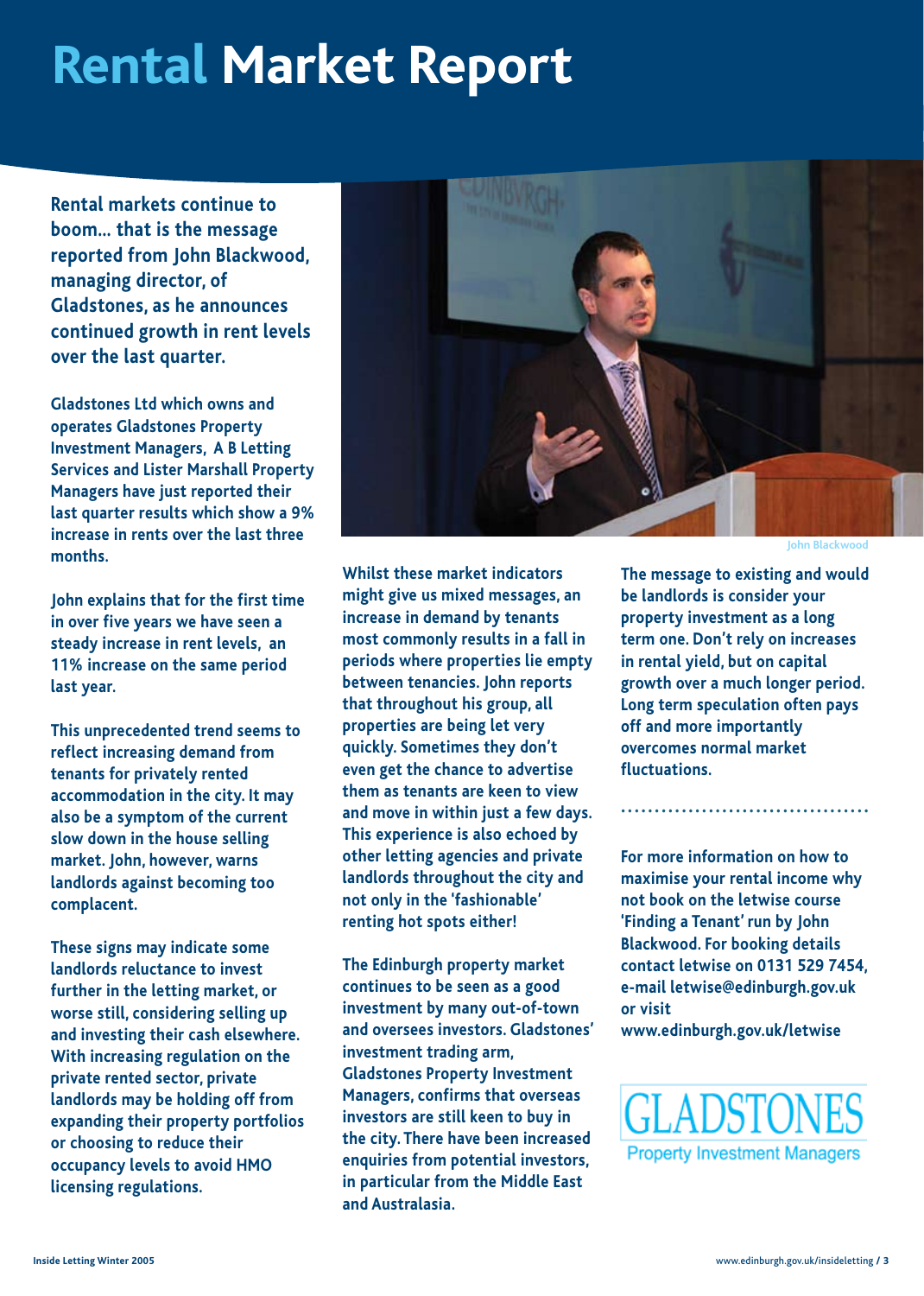# Rental Market Report

**Rental markets continue to boom... that is the message reported from John Blackwood, managing director, of Gladstones, as he announces continued growth in rent levels over the last quarter.**

Gladstones Ltd which owns and operates Gladstones Property Investment Managers, A B Letting Services and Lister Marshall Property Managers have just reported their last quarter results which show a 9% increase in rents over the last three months.

John explains that for the first time in over five years we have seen a steady increase in rent levels, an 11% increase on the same period last year.

This unprecedented trend seems to reflect increasing demand from tenants for privately rented accommodation in the city. It may also be a symptom of the current slow down in the house selling market. John, however, warns landlords against becoming too complacent.

These signs may indicate some landlords reluctance to invest further in the letting market, or worse still, considering selling up and investing their cash elsewhere. With increasing regulation on the private rented sector, private landlords may be holding off from expanding their property portfolios or choosing to reduce their occupancy levels to avoid HMO licensing regulations.

John Blackwood

Whilst these market indicators might give us mixed messages, an increase in demand by tenants most commonly results in a fall in periods where properties lie empty between tenancies. John reports that throughout his group, all properties are being let very quickly. Sometimes they don't even get the chance to advertise them as tenants are keen to view and move in within just a few days. This experience is also echoed by other letting agencies and private landlords throughout the city and not only in the 'fashionable' renting hot spots either!

The Edinburgh property market continues to be seen as a good investment by many out-of-town and oversees investors. Gladstones' investment trading arm, Gladstones Property Investment Managers, confirms that overseas investors are still keen to buy in the city. There have been increased enquiries from potential investors, in particular from the Middle East and Australasia.

The message to existing and would be landlords is consider your property investment as a long term one. Don't rely on increases in rental yield, but on capital growth over a much longer period. Long term speculation often pays off and more importantly overcomes normal market fluctuations.

For more information on how to maximise your rental income why not book on the letwise course 'Finding a Tenant' run by John Blackwood. For booking details contact letwise on 0131 529 7454, e-mail letwise@edinburgh.gov.uk or visit www.edinburgh.gov.uk/letwise

GLADSTONES
Property Investment Managers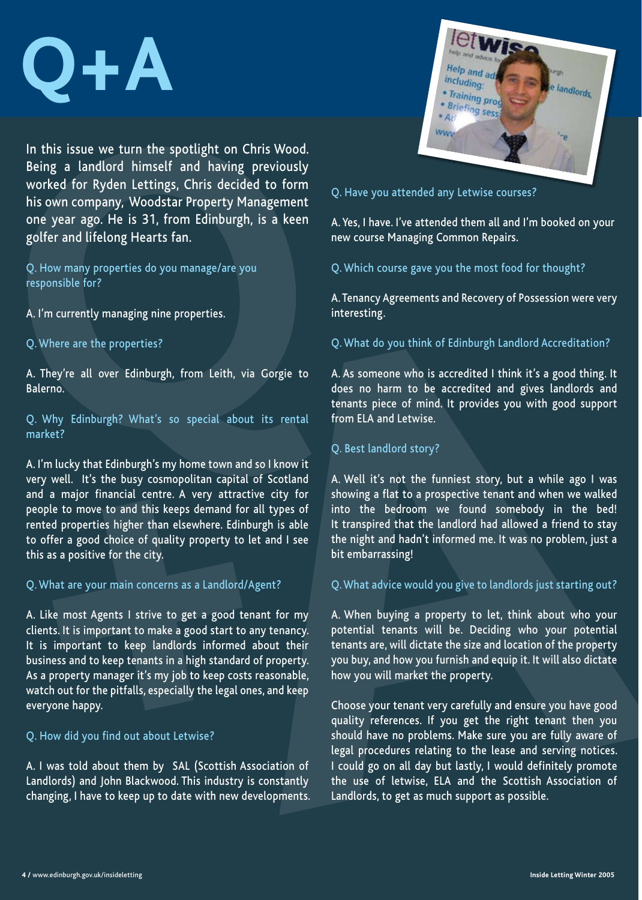# Q+A

In this issue we turn the spotlight on Chris Wood. Being a landlord himself and having previously worked for Ryden Lettings, Chris decided to form his own company, Woodstar Property Management one year ago. He is 31, from Edinburgh, is a keen golfer and lifelong Hearts fan.

**Q. How many properties do you manage/are you responsible for?**

A. I'm currently managing nine properties.

**Q. Where are the properties?**

A. They're all over Edinburgh, from Leith, via Gorgie to Balerno.

**Q. Why Edinburgh? What's so special about its rental market?**

A. I'm lucky that Edinburgh's my home town and so I know it very well. It's the busy cosmopolitan capital of Scotland and a major financial centre. A very attractive city for people to move to and this keeps demand for all types of rented properties higher than elsewhere. Edinburgh is able to offer a good choice of quality property to let and I see this as a positive for the city.

**Q. What are your main concerns as a Landlord/Agent?**

A. Like most Agents I strive to get a good tenant for my clients. It is important to make a good start to any tenancy. It is important to keep landlords informed about their business and to keep tenants in a high standard of property. As a property manager it's my job to keep costs reasonable, watch out for the pitfalls, especially the legal ones, and keep everyone happy.

**Q. How did you find out about Letwise?**

A. I was told about them by SAL (Scottish Association of Landlords) and John Blackwood. This industry is constantly changing, I have to keep up to date with new developments.

**Q. Have you attended any Letwise courses?**

A. Yes, I have. I've attended them all and I'm booked on your new course Managing Common Repairs.

**Q. Which course gave you the most food for thought?**

A. Tenancy Agreements and Recovery of Possession were very interesting.

**Q. What do you think of Edinburgh Landlord Accreditation?**

A. As someone who is accredited I think it's a good thing. It does no harm to be accredited and gives landlords and tenants piece of mind. It provides you with good support from ELA and Letwise.

**Q. Best landlord story?**

A. Well it's not the funniest story, but a while ago I was showing a flat to a prospective tenant and when we walked into the bedroom we found somebody in the bed! It transpired that the landlord had allowed a friend to stay the night and hadn't informed me. It was no problem, just a bit embarrassing!

**Q. What advice would you give to landlords just starting out?**

A. When buying a property to let, think about who your potential tenants will be. Deciding who your potential tenants are, will dictate the size and location of the property you buy, and how you furnish and equip it. It will also dictate how you will market the property.

Choose your tenant very carefully and ensure you have good quality references. If you get the right tenant then you should have no problems. Make sure you are fully aware of legal procedures relating to the lease and serving notices. I could go on all day but lastly, I would definitely promote the use of letwise, ELA and the Scottish Association of Landlords, to get as much support as possible.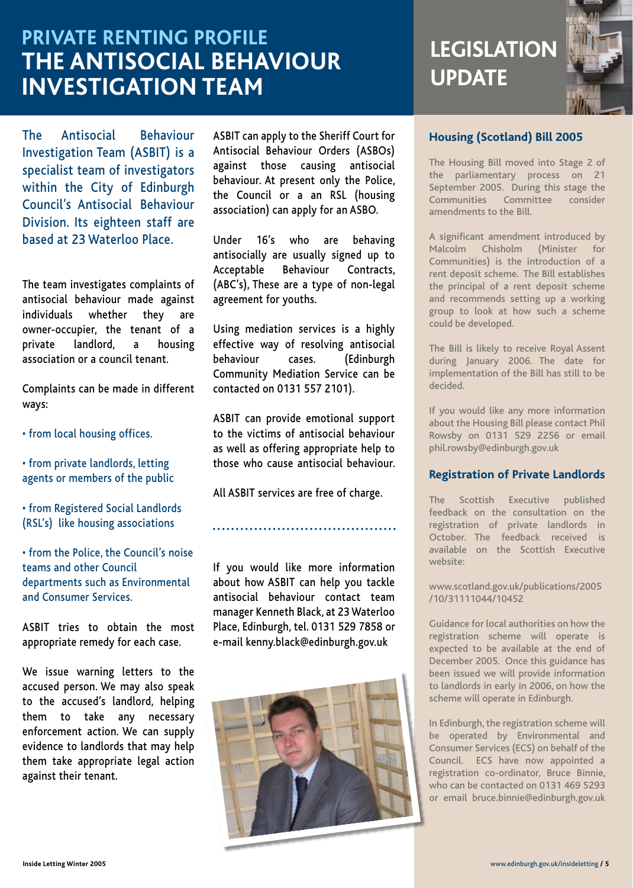# PRIVATE RENTING PROFILE THE ANTISOCIAL BEHAVIOUR INVESTIGATION TEAM

The Antisocial Behaviour Investigation Team (ASBIT) is a specialist team of investigators within the City of Edinburgh Council's Antisocial Behaviour Division. Its eighteen staff are based at 23 Waterloo Place.

The team investigates complaints of antisocial behaviour made against individuals whether they are owner-occupier, the tenant of a private landlord, a housing association or a council tenant.

Complaints can be made in different ways:

- from local housing offices.
- from private landlords, letting agents or members of the public
- from Registered Social Landlords (RSL's) like housing associations
- from the Police, the Council's noise teams and other Council departments such as Environmental and Consumer Services.

ASBIT tries to obtain the most appropriate remedy for each case.

We issue warning letters to the accused person. We may also speak to the accused's landlord, helping them to take any necessary enforcement action. We can supply evidence to landlords that may help them take appropriate legal action against their tenant.

ASBIT can apply to the Sheriff Court for Antisocial Behaviour Orders (ASBOs) against those causing antisocial behaviour. At present only the Police, the Council or a an RSL (housing association) can apply for an ASBO.

Under 16's who are behaving antisocially are usually signed up to Acceptable Behaviour Contracts, (ABC's), These are a type of non-legal agreement for youths.

Using mediation services is a highly effective way of resolving antisocial behaviour cases. (Edinburgh Community Mediation Service can be contacted on 0131 557 2101).

ASBIT can provide emotional support to the victims of antisocial behaviour as well as offering appropriate help to those who cause antisocial behaviour.

All ASBIT services are free of charge.

If you would like more information about how ASBIT can help you tackle antisocial behaviour contact team manager Kenneth Black, at 23 Waterloo Place, Edinburgh, tel. 0131 529 7858 or e-mail kenny.black@edinburgh.gov.uk

# LEGISLATION UPDATE

## Housing (Scotland) Bill 2005

The Housing Bill moved into Stage 2 of the parliamentary process on 21 September 2005. During this stage the Communities Committee consider amendments to the Bill.

A significant amendment introduced by Malcolm Chisholm (Minister for Communities) is the introduction of a rent deposit scheme. The Bill establishes the principal of a rent deposit scheme and recommends setting up a working group to look at how such a scheme could be developed.

The Bill is likely to receive Royal Assent during January 2006. The date for implementation of the Bill has still to be decided.

If you would like any more information about the Housing Bill please contact Phil Rowsby on 0131 529 2256 or email phil.rowsby@edinburgh.gov.uk

## Registration of Private Landlords

The Scottish Executive published feedback on the consultation on the registration of private landlords in October. The feedback received is available on the Scottish Executive website:

www.scotland.gov.uk/publications/2005/10/31111044/10452

Guidance for local authorities on how the registration scheme will operate is expected to be available at the end of December 2005. Once this guidance has been issued we will provide information to landlords in early in 2006, on how the scheme will operate in Edinburgh.

In Edinburgh, the registration scheme will be operated by Environmental and Consumer Services (ECS) on behalf of the Council. ECS have now appointed a registration co-ordinator, Bruce Binnie, who can be contacted on 0131 469 5293 or email bruce.binnie@edinburgh.gov.uk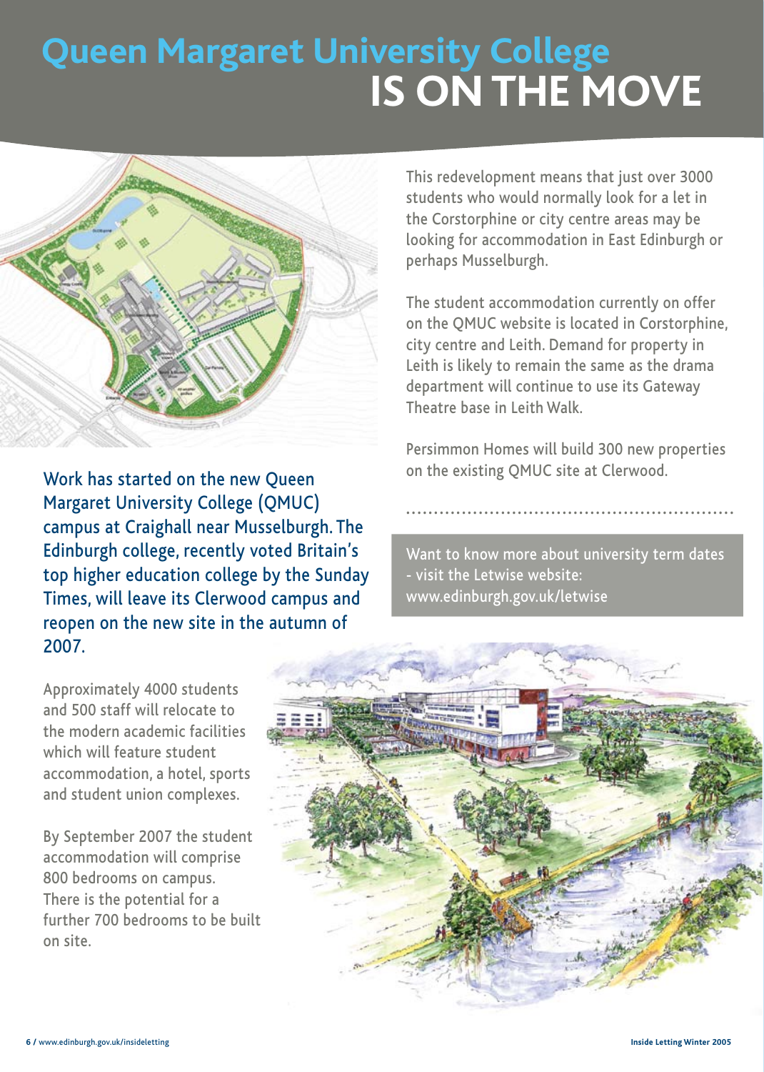# Queen Margaret University College IS ON THE MOVE

Work has started on the new Queen Margaret University College (QMUC) campus at Craighall near Musselburgh. The Edinburgh college, recently voted Britain's top higher education college by the Sunday Times, will leave its Clerwood campus and reopen on the new site in the autumn of 2007.

Approximately 4000 students and 500 staff will relocate to the modern academic facilities which will feature student accommodation, a hotel, sports and student union complexes.

By September 2007 the student accommodation will comprise 800 bedrooms on campus. There is the potential for a further 700 bedrooms to be built on site.

This redevelopment means that just over 3000 students who would normally look for a let in the Corstorphine or city centre areas may be looking for accommodation in East Edinburgh or perhaps Musselburgh.

The student accommodation currently on offer on the QMUC website is located in Corstorphine, city centre and Leith. Demand for property in Leith is likely to remain the same as the drama department will continue to use its Gateway Theatre base in Leith Walk.

Persimmon Homes will build 300 new properties on the existing QMUC site at Clerwood.

---

Want to know more about university term dates - visit the Letwise website: www.edinburgh.gov.uk/letwise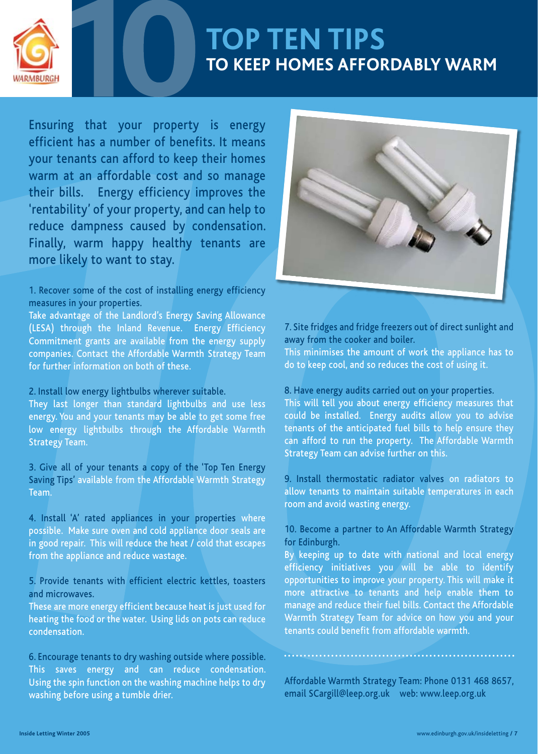# TOP TEN TIPS
## TO KEEP HOMES AFFORDABLY WARM

Ensuring that your property is energy efficient has a number of benefits. It means your tenants can afford to keep their homes warm at an affordable cost and so manage their bills. Energy efficiency improves the 'rentability' of your property, and can help to reduce dampness caused by condensation. Finally, warm happy healthy tenants are more likely to want to stay.

1. Recover some of the cost of installing energy efficiency measures in your properties.
Take advantage of the Landlord's Energy Saving Allowance (LESA) through the Inland Revenue. Energy Efficiency Commitment grants are available from the energy supply companies. Contact the Affordable Warmth Strategy Team for further information on both of these.

2. Install low energy lightbulbs wherever suitable.
They last longer than standard lightbulbs and use less energy. You and your tenants may be able to get some free low energy lightbulbs through the Affordable Warmth Strategy Team.

3. Give all of your tenants a copy of the 'Top Ten Energy Saving Tips' available from the Affordable Warmth Strategy Team.

4. Install 'A' rated appliances in your properties where possible. Make sure oven and cold appliance door seals are in good repair. This will reduce the heat / cold that escapes from the appliance and reduce wastage.

5. Provide tenants with efficient electric kettles, toasters and microwaves.
These are more energy efficient because heat is just used for heating the food or the water. Using lids on pots can reduce condensation.

6. Encourage tenants to dry washing outside where possible. This saves energy and can reduce condensation. Using the spin function on the washing machine helps to dry washing before using a tumble drier.

7. Site fridges and fridge freezers out of direct sunlight and away from the cooker and boiler.
This minimises the amount of work the appliance has to do to keep cool, and so reduces the cost of using it.

8. Have energy audits carried out on your properties.
This will tell you about energy efficiency measures that could be installed. Energy audits allow you to advise tenants of the anticipated fuel bills to help ensure they can afford to run the property. The Affordable Warmth Strategy Team can advise further on this.

9. Install thermostatic radiator valves on radiators to allow tenants to maintain suitable temperatures in each room and avoid wasting energy.

10. Become a partner to An Affordable Warmth Strategy for Edinburgh.
By keeping up to date with national and local energy efficiency initiatives you will be able to identify opportunities to improve your property. This will make it more attractive to tenants and help enable them to manage and reduce their fuel bills. Contact the Affordable Warmth Strategy Team for advice on how you and your tenants could benefit from affordable warmth.

Affordable Warmth Strategy Team: Phone 0131 468 8657, email SCargill@leep.org.uk web: www.leep.org.uk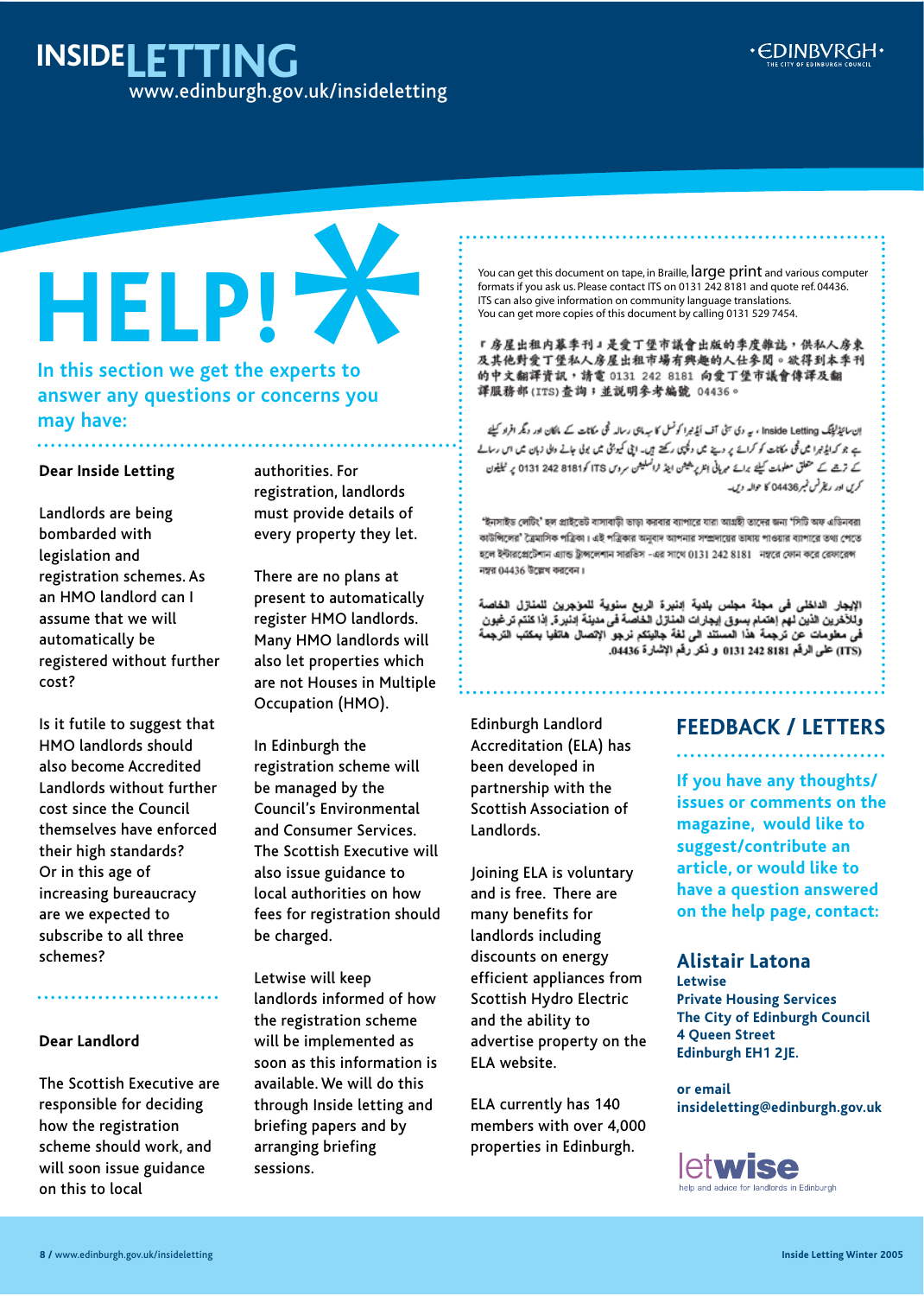# INSIDE LETTING

www.edinburgh.gov.uk/insideletting

# HELP!

In this section we get the experts to answer any questions or concerns you may have:

**Dear Inside Letting**

Landlords are being bombarded with legislation and registration schemes. As an HMO landlord can I assume that we will automatically be registered without further cost?

Is it futile to suggest that HMO landlords should also become Accredited Landlords without further cost since the Council themselves have enforced their high standards? Or in this age of increasing bureaucracy are we expected to subscribe to all three schemes?

**Dear Landlord**

The Scottish Executive are responsible for deciding how the registration scheme should work, and will soon issue guidance on this to local authorities. For registration, landlords must provide details of every property they let.

There are no plans at present to automatically register HMO landlords. Many HMO landlords will also let properties which are not Houses in Multiple Occupation (HMO).

In Edinburgh the registration scheme will be managed by the Council's Environmental and Consumer Services. The Scottish Executive will also issue guidance to local authorities on how fees for registration should be charged.

Letwise will keep landlords informed of how the registration scheme will be implemented as soon as this information is available. We will do this through Inside letting and briefing papers and by arranging briefing sessions.

Edinburgh Landlord Accreditation (ELA) has been developed in partnership with the Scottish Association of Landlords.

Joining ELA is voluntary and is free. There are many benefits for landlords including discounts on energy efficient appliances from Scottish Hydro Electric and the ability to advertise property on the ELA website.

ELA currently has 140 members with over 4,000 properties in Edinburgh.

You can get this document on tape, in Braille, large print and various computer formats if you ask us. Please contact ITS on 0131 242 8181 and quote ref. 04436. ITS can also give information on community language translations. You can get more copies of this document by calling 0131 529 7454.

「房屋出租內幕季刊」是愛丁堡市議會出版的季度雜誌，供私人房東及其他對愛丁堡私人房屋出租市場有興趣的人仕參閱。欲得到本季刊的中文翻譯資訊，請電 0131 242 8181 向愛丁堡市議會傳譯及翻譯服務部(ITS)查詢；並說明參考編號 04436。

ان سائیڈ لیٹنگ Inside Letting ، یہ دی سٹی آف ایڈنبرا کونسل کا سہ ماہی رسالہ نجی مکانات کے مالکان اور دیگر افراد کیلئے ہے جو کہ ایڈنبرا میں نجی مکانات کو کرائے پر دینے میں دلچسپی رکھتے ہیں۔ اپنی کمیونٹی میں بولی جانے والی زبان میں اس رسالے کے ترجمے کے متعلق معلومات کیلئے براہ مہربانی انٹرپریٹیشن اینڈ ٹرانسلیشن سروس ITS کو 8181 242 0131 پر ٹیلیفون کریں اور ریفرنس نمبر04436 کا حوالہ دیں۔

'ইনসাইড লেটিং' হল প্রাইভেট বাসাবাড়ী ভাড়া করবার ব্যাপারে যারা আগ্রহী তাদের জন্য 'সিটি অফ এডিনবরা কাউন্সিলের' ত্রৈমাসিক পত্রিকা। এই পত্রিকার অনুবাদ আপনার সম্প্রদায়ের ভাষায় পাওয়ার ব্যাপারে তথ্য পেতে হলে ইন্টারপ্রেটেশন এ্যান্ড ট্রান্সলেশন সারভিস -এর সাথে 0131 242 8181 নম্বরে ফোন করে রেফারেন্স নম্বর 04436 উল্লেখ করবেন।

الإيجار الداخلي في مجلة مجلس بلدية إدنبرة الربع سنوية للمؤجرين للمنازل الخاصة وللآخرين الذين لهم إهتمام بسوق إيجارات المنازل الخاصة في مدينة إدنبرة. إذا كنتم ترغبون في معلومات عن ترجمة هذا المستند الى لغة جاليتكم نرجو الإتصال هاتفيا بمكتب الترجمة (ITS) على الرقم 8181 242 0131 و ذكر رقم الإشارة 04436.

## FEEDBACK / LETTERS

**If you have any thoughts/ issues or comments on the magazine, would like to suggest/contribute an article, or would like to have a question answered on the help page, contact:**

**Alistair Latona**
**Letwise**
**Private Housing Services**
**The City of Edinburgh Council**
**4 Queen Street**
**Edinburgh EH1 2JE.**

**or email**
**insideletting@edinburgh.gov.uk**

letwise
help and advice for landlords in Edinburgh